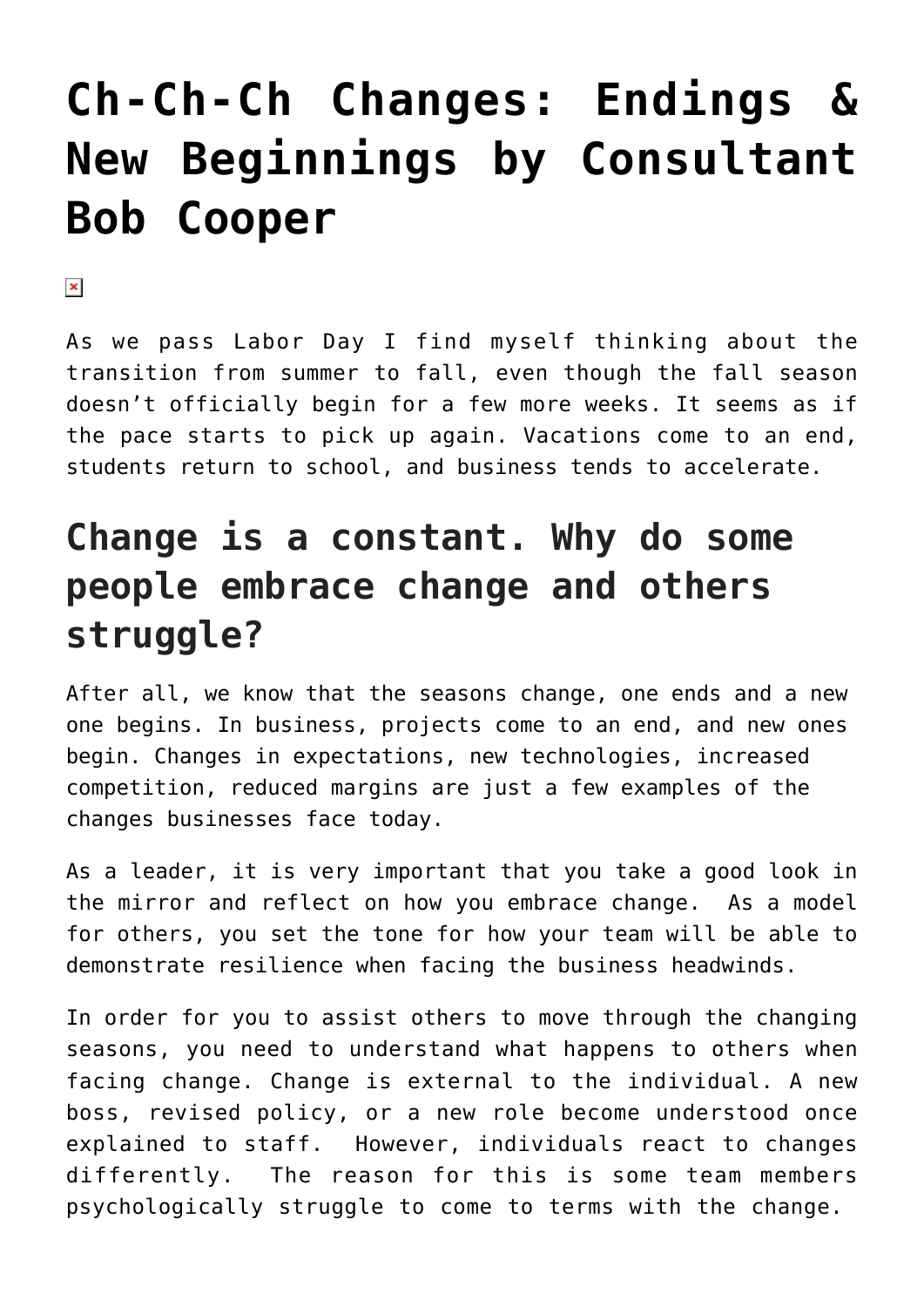# Ch-Ch-Ch Changes: Endings & New Beginnings by Consultant Bob Cooper

As we pass Labor Day I find myself thinking about the transition from summer to fall, even though the fall season doesn't officially begin for a few more weeks. It seems as if the pace starts to pick up again. Vacations come to an end, students return to school, and business tends to accelerate.

## Change is a constant. Why do some people embrace change and others struggle?

After all, we know that the seasons change, one ends and a new one begins. In business, projects come to an end, and new ones begin. Changes in expectations, new technologies, increased competition, reduced margins are just a few examples of the changes businesses face today.

As a leader, it is very important that you take a good look in the mirror and reflect on how you embrace change. As a model for others, you set the tone for how your team will be able to demonstrate resilience when facing the business headwinds.

In order for you to assist others to move through the changing seasons, you need to understand what happens to others when facing change. Change is external to the individual. A new boss, revised policy, or a new role become understood once explained to staff. However, individuals react to changes differently. The reason for this is some team members psychologically struggle to come to terms with the change.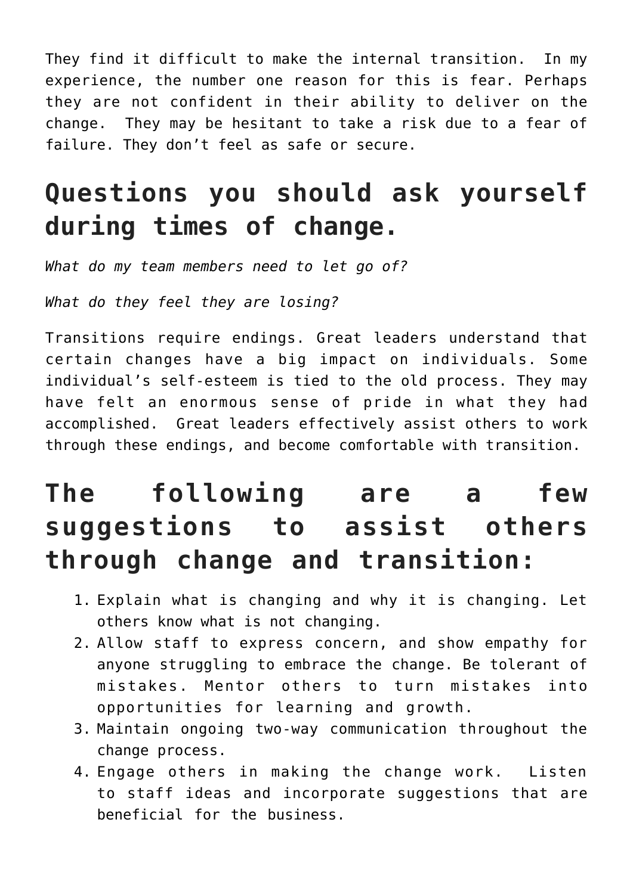They find it difficult to make the internal transition. In my experience, the number one reason for this is fear. Perhaps they are not confident in their ability to deliver on the change. They may be hesitant to take a risk due to a fear of failure. They don't feel as safe or secure.

## Questions you should ask yourself during times of change.

*What do my team members need to let go of?*

*What do they feel they are losing?*

Transitions require endings. Great leaders understand that certain changes have a big impact on individuals. Some individual's self-esteem is tied to the old process. They may have felt an enormous sense of pride in what they had accomplished. Great leaders effectively assist others to work through these endings, and become comfortable with transition.

## The following are a few suggestions to assist others through change and transition:

1. Explain what is changing and why it is changing. Let others know what is not changing.
2. Allow staff to express concern, and show empathy for anyone struggling to embrace the change. Be tolerant of mistakes. Mentor others to turn mistakes into opportunities for learning and growth.
3. Maintain ongoing two-way communication throughout the change process.
4. Engage others in making the change work. Listen to staff ideas and incorporate suggestions that are beneficial for the business.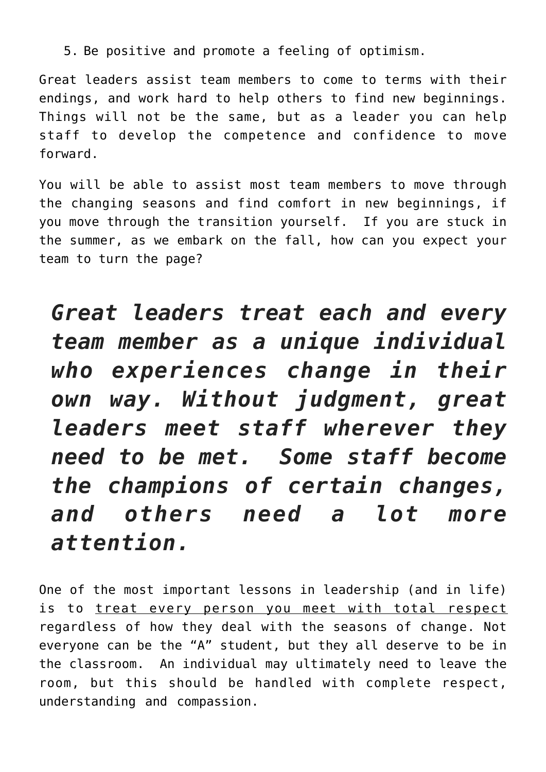5. Be positive and promote a feeling of optimism.

Great leaders assist team members to come to terms with their endings, and work hard to help others to find new beginnings. Things will not be the same, but as a leader you can help staff to develop the competence and confidence to move forward.

You will be able to assist most team members to move through the changing seasons and find comfort in new beginnings, if you move through the transition yourself. If you are stuck in the summer, as we embark on the fall, how can you expect your team to turn the page?

> ***Great leaders treat each and every team member as a unique individual who experiences change in their own way. Without judgment, great leaders meet staff wherever they need to be met. Some staff become the champions of certain changes, and others need a lot more attention.***

One of the most important lessons in leadership (and in life) is to treat every person you meet with total respect regardless of how they deal with the seasons of change. Not everyone can be the "A" student, but they all deserve to be in the classroom. An individual may ultimately need to leave the room, but this should be handled with complete respect, understanding and compassion.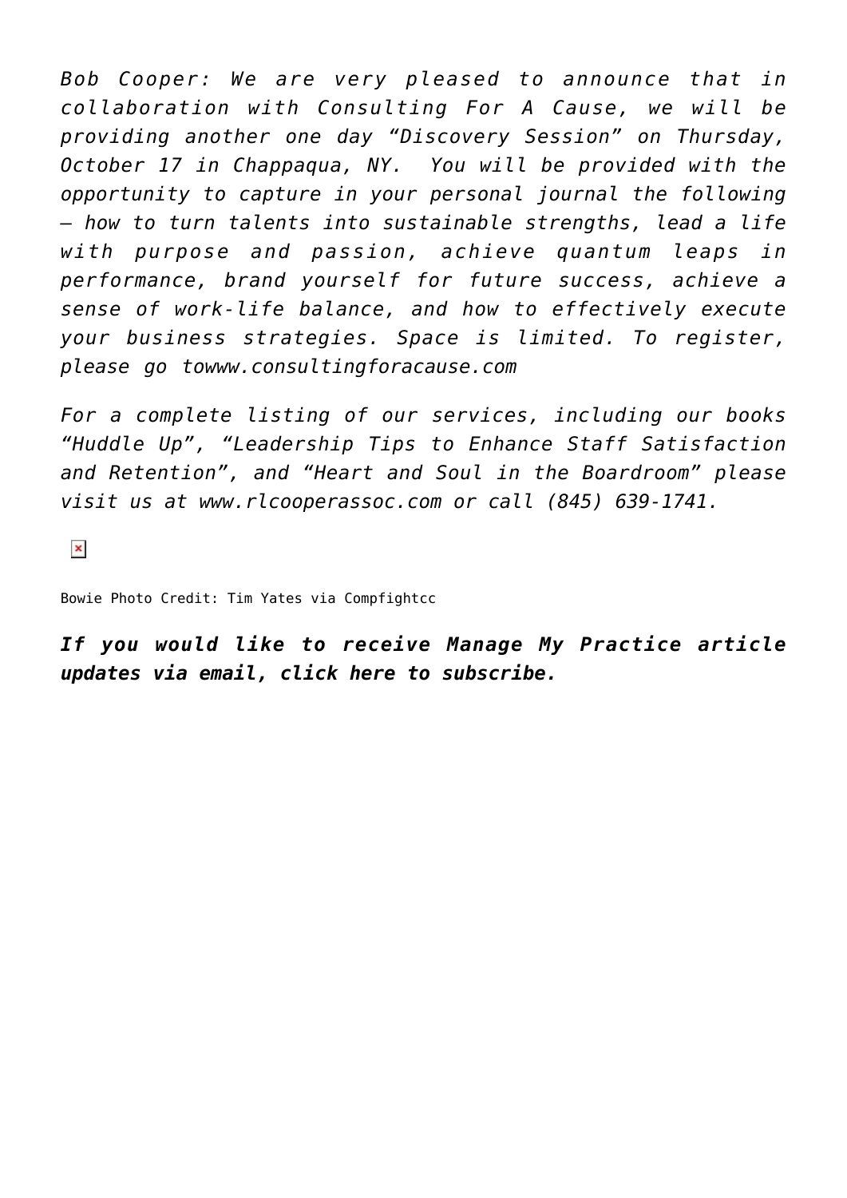*Bob Cooper: We are very pleased to announce that in collaboration with Consulting For A Cause, we will be providing another one day "Discovery Session" on Thursday, October 17 in Chappaqua, NY. You will be provided with the opportunity to capture in your personal journal the following – how to turn talents into sustainable strengths, lead a life with purpose and passion, achieve quantum leaps in performance, brand yourself for future success, achieve a sense of work-life balance, and how to effectively execute your business strategies. Space is limited. To register, please go towww.consultingforacause.com*

*For a complete listing of our services, including our books "Huddle Up", "Leadership Tips to Enhance Staff Satisfaction and Retention", and "Heart and Soul in the Boardroom" please visit us at www.rlcooperassoc.com or call (845) 639-1741.*

Bowie Photo Credit: Tim Yates via Compfightcc

***If you would like to receive Manage My Practice article updates via email, click here to subscribe.***